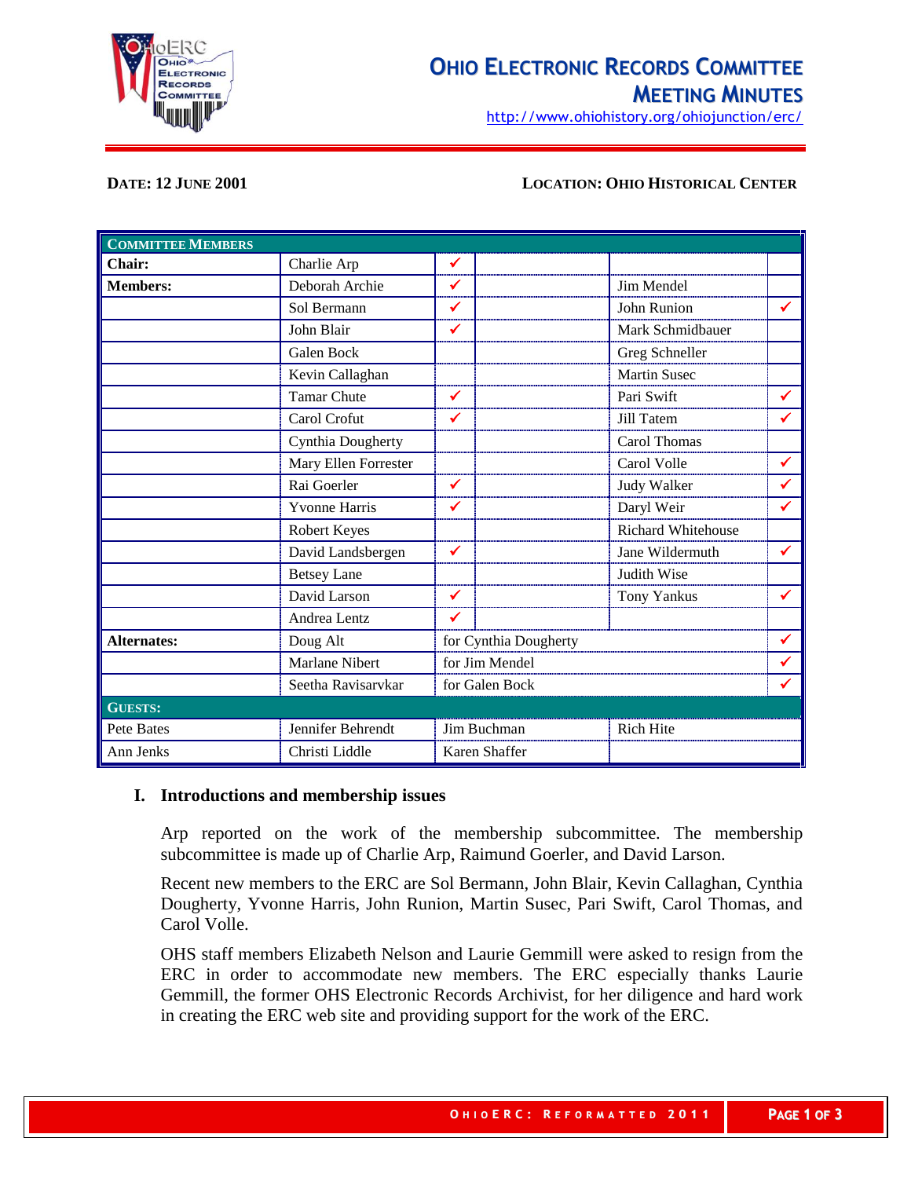# OHIO ELECTRONIC RECORDS COMMITTEE MEETING MINUTES

http://www.ohiohistory.org/ohiojunction/erc/

**DATE: 12 JUNE 2001** **LOCATION: OHIO HISTORICAL CENTER**

| COMMITTEE MEMBERS | | | | | |
|---|---|---|---|---|---|
| **Chair:** | Charlie Arp | ✔ | | | |
| **Members:** | Deborah Archie | ✔ | | Jim Mendel | |
| | Sol Bermann | ✔ | | John Runion | ✔ |
| | John Blair | ✔ | | Mark Schmidbauer | |
| | Galen Bock | | | Greg Schneller | |
| | Kevin Callaghan | | | Martin Susec | |
| | Tamar Chute | ✔ | | Pari Swift | ✔ |
| | Carol Crofut | ✔ | | Jill Tatem | ✔ |
| | Cynthia Dougherty | | | Carol Thomas | |
| | Mary Ellen Forrester | | | Carol Volle | ✔ |
| | Rai Goerler | ✔ | | Judy Walker | ✔ |
| | Yvonne Harris | ✔ | | Daryl Weir | ✔ |
| | Robert Keyes | | | Richard Whitehouse | |
| | David Landsbergen | ✔ | | Jane Wildermuth | ✔ |
| | Betsey Lane | | | Judith Wise | |
| | David Larson | ✔ | | Tony Yankus | ✔ |
| | Andrea Lentz | ✔ | | | |
| **Alternates:** | Doug Alt | for Cynthia Dougherty | | | ✔ |
| | Marlane Nibert | for Jim Mendel | | | ✔ |
| | Seetha Ravisarvkar | for Galen Bock | | | ✔ |
| **GUESTS:** | | | | | |
| Pete Bates | Jennifer Behrendt | Jim Buchman | | Rich Hite | |
| Ann Jenks | Christi Liddle | Karen Shaffer | | | |

## I. Introductions and membership issues

Arp reported on the work of the membership subcommittee. The membership subcommittee is made up of Charlie Arp, Raimund Goerler, and David Larson.

Recent new members to the ERC are Sol Bermann, John Blair, Kevin Callaghan, Cynthia Dougherty, Yvonne Harris, John Runion, Martin Susec, Pari Swift, Carol Thomas, and Carol Volle.

OHS staff members Elizabeth Nelson and Laurie Gemmill were asked to resign from the ERC in order to accommodate new members. The ERC especially thanks Laurie Gemmill, the former OHS Electronic Records Archivist, for her diligence and hard work in creating the ERC web site and providing support for the work of the ERC.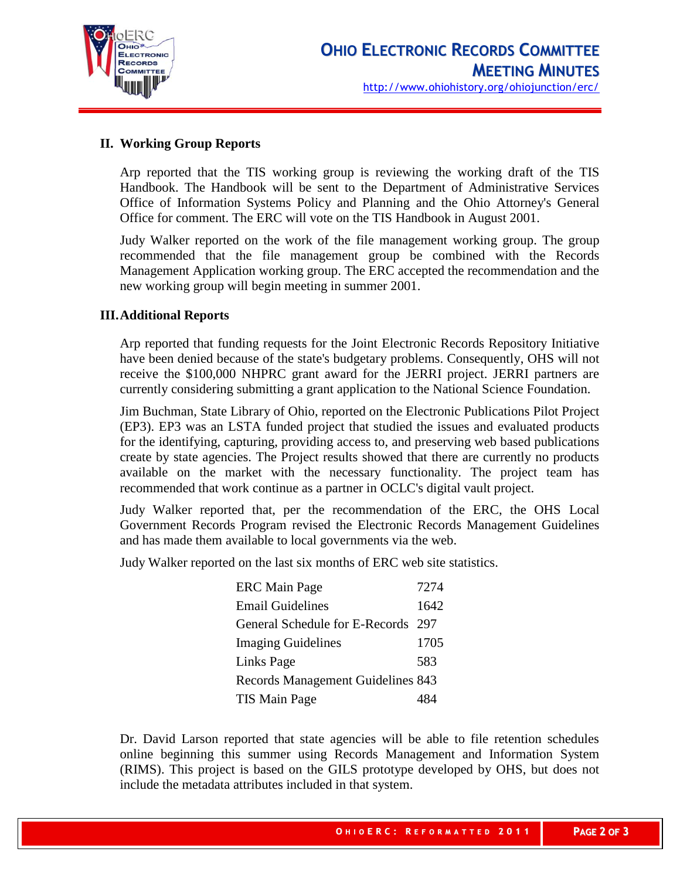## II. Working Group Reports

Arp reported that the TIS working group is reviewing the working draft of the TIS Handbook. The Handbook will be sent to the Department of Administrative Services Office of Information Systems Policy and Planning and the Ohio Attorney's General Office for comment. The ERC will vote on the TIS Handbook in August 2001.

Judy Walker reported on the work of the file management working group. The group recommended that the file management group be combined with the Records Management Application working group. The ERC accepted the recommendation and the new working group will begin meeting in summer 2001.

## III. Additional Reports

Arp reported that funding requests for the Joint Electronic Records Repository Initiative have been denied because of the state's budgetary problems. Consequently, OHS will not receive the $100,000 NHPRC grant award for the JERRI project. JERRI partners are currently considering submitting a grant application to the National Science Foundation.

Jim Buchman, State Library of Ohio, reported on the Electronic Publications Pilot Project (EP3). EP3 was an LSTA funded project that studied the issues and evaluated products for the identifying, capturing, providing access to, and preserving web based publications create by state agencies. The Project results showed that there are currently no products available on the market with the necessary functionality. The project team has recommended that work continue as a partner in OCLC's digital vault project.

Judy Walker reported that, per the recommendation of the ERC, the OHS Local Government Records Program revised the Electronic Records Management Guidelines and has made them available to local governments via the web.

Judy Walker reported on the last six months of ERC web site statistics.

| | |
|---|---|
| ERC Main Page | 7274 |
| Email Guidelines | 1642 |
| General Schedule for E-Records | 297 |
| Imaging Guidelines | 1705 |
| Links Page | 583 |
| Records Management Guidelines | 843 |
| TIS Main Page | 484 |

Dr. David Larson reported that state agencies will be able to file retention schedules online beginning this summer using Records Management and Information System (RIMS). This project is based on the GILS prototype developed by OHS, but does not include the metadata attributes included in that system.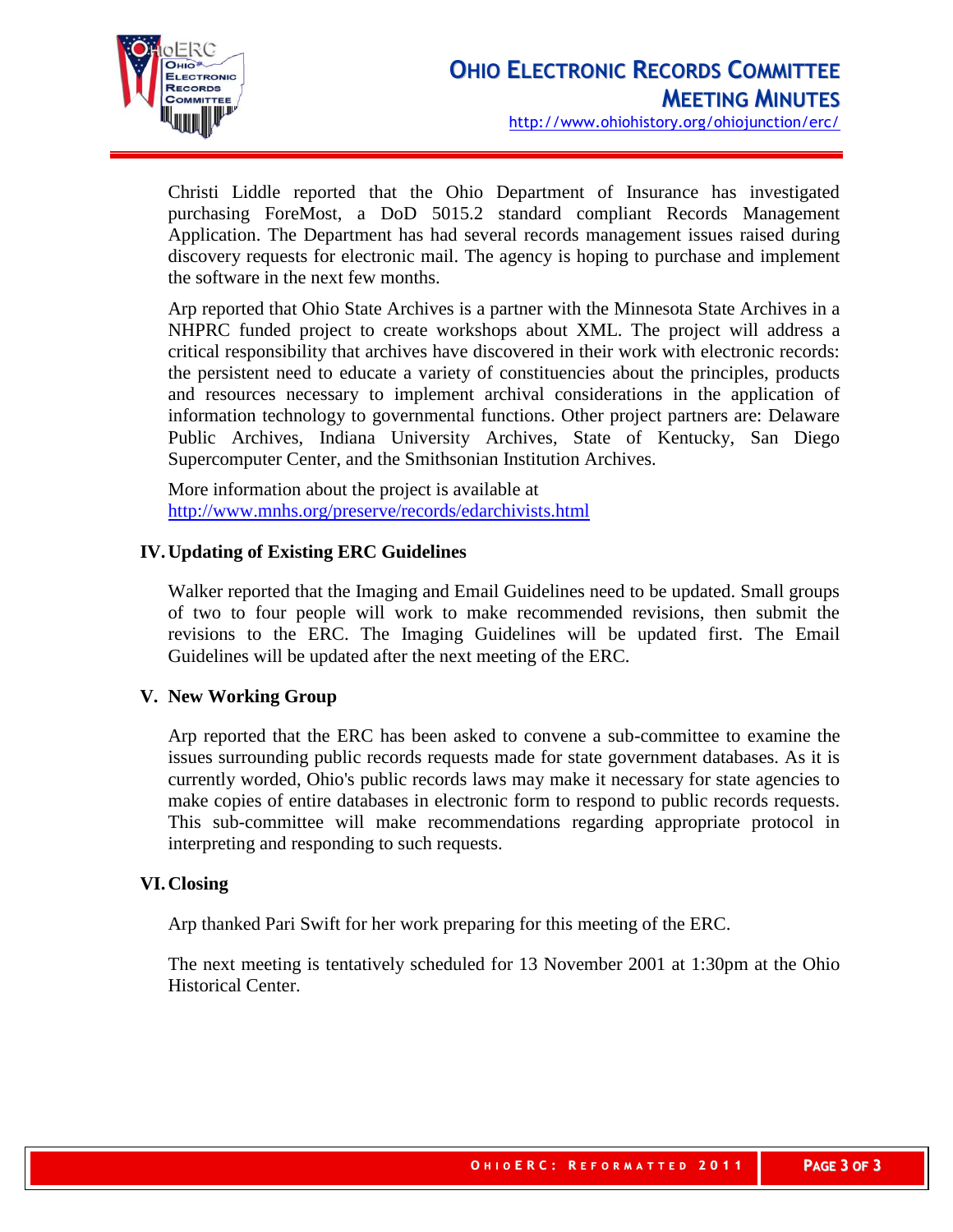Christi Liddle reported that the Ohio Department of Insurance has investigated purchasing ForeMost, a DoD 5015.2 standard compliant Records Management Application. The Department has had several records management issues raised during discovery requests for electronic mail. The agency is hoping to purchase and implement the software in the next few months.

Arp reported that Ohio State Archives is a partner with the Minnesota State Archives in a NHPRC funded project to create workshops about XML. The project will address a critical responsibility that archives have discovered in their work with electronic records: the persistent need to educate a variety of constituencies about the principles, products and resources necessary to implement archival considerations in the application of information technology to governmental functions. Other project partners are: Delaware Public Archives, Indiana University Archives, State of Kentucky, San Diego Supercomputer Center, and the Smithsonian Institution Archives.

More information about the project is available at
http://www.mnhs.org/preserve/records/edarchivists.html

## IV. Updating of Existing ERC Guidelines

Walker reported that the Imaging and Email Guidelines need to be updated. Small groups of two to four people will work to make recommended revisions, then submit the revisions to the ERC. The Imaging Guidelines will be updated first. The Email Guidelines will be updated after the next meeting of the ERC.

## V. New Working Group

Arp reported that the ERC has been asked to convene a sub-committee to examine the issues surrounding public records requests made for state government databases. As it is currently worded, Ohio's public records laws may make it necessary for state agencies to make copies of entire databases in electronic form to respond to public records requests. This sub-committee will make recommendations regarding appropriate protocol in interpreting and responding to such requests.

## VI. Closing

Arp thanked Pari Swift for her work preparing for this meeting of the ERC.

The next meeting is tentatively scheduled for 13 November 2001 at 1:30pm at the Ohio Historical Center.